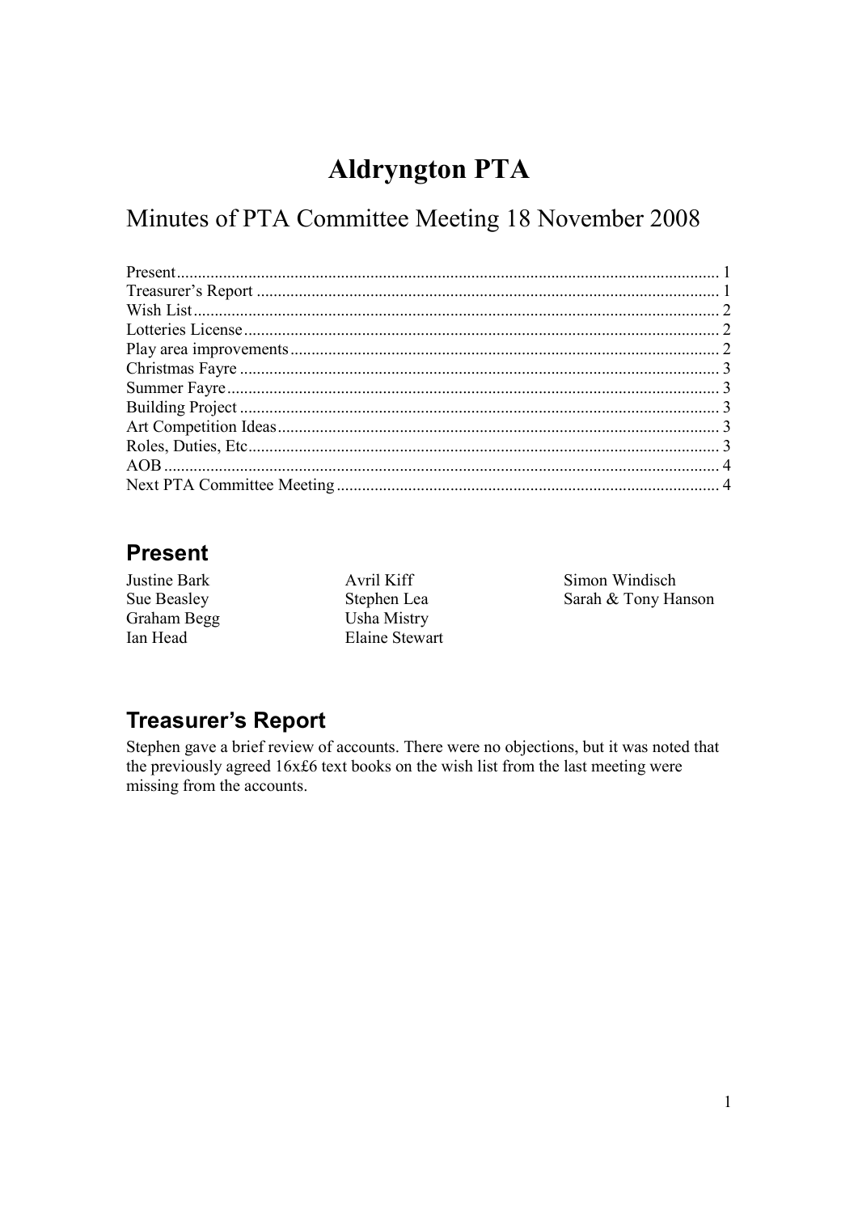# Aldryngton PTA

## Minutes of PTA Committee Meeting 18 November 2008

Present ........ 1
Treasurer's Report ........ 1
Wish List ........ 2
Lotteries License ........ 2
Play area improvements ........ 2
Christmas Fayre ........ 3
Summer Fayre ........ 3
Building Project ........ 3
Art Competition Ideas ........ 3
Roles, Duties, Etc ........ 3
AOB ........ 4
Next PTA Committee Meeting ........ 4

### Present

Justine Bark
Sue Beasley
Graham Begg
Ian Head
Avril Kiff
Stephen Lea
Usha Mistry
Elaine Stewart
Simon Windisch
Sarah & Tony Hanson

### Treasurer's Report

Stephen gave a brief review of accounts. There were no objections, but it was noted that the previously agreed 16x£6 text books on the wish list from the last meeting were missing from the accounts.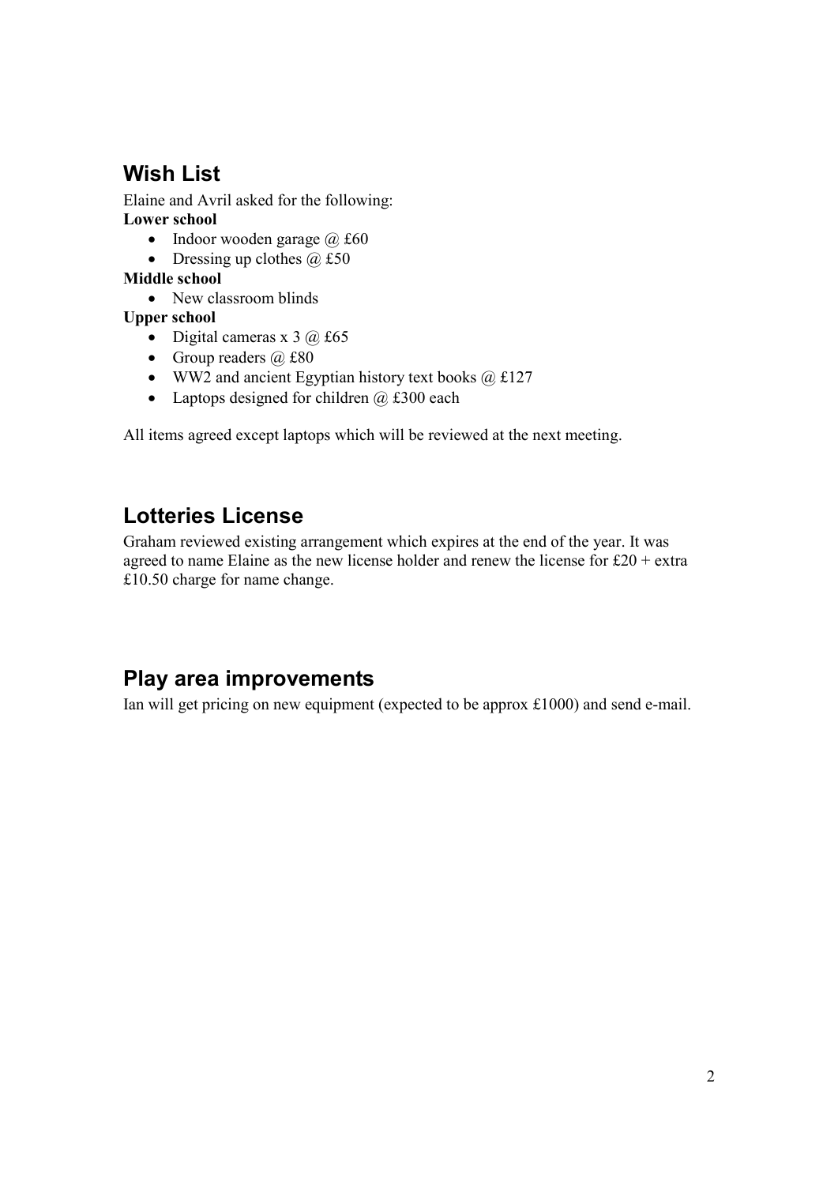## Wish List

Elaine and Avril asked for the following:

**Lower school**

- Indoor wooden garage @ £60
- Dressing up clothes @ £50

**Middle school**

- New classroom blinds

**Upper school**

- Digital cameras x 3 @ £65
- Group readers @ £80
- WW2 and ancient Egyptian history text books @ £127
- Laptops designed for children @ £300 each

All items agreed except laptops which will be reviewed at the next meeting.

## Lotteries License

Graham reviewed existing arrangement which expires at the end of the year. It was agreed to name Elaine as the new license holder and renew the license for £20 + extra £10.50 charge for name change.

## Play area improvements

Ian will get pricing on new equipment (expected to be approx £1000) and send e-mail.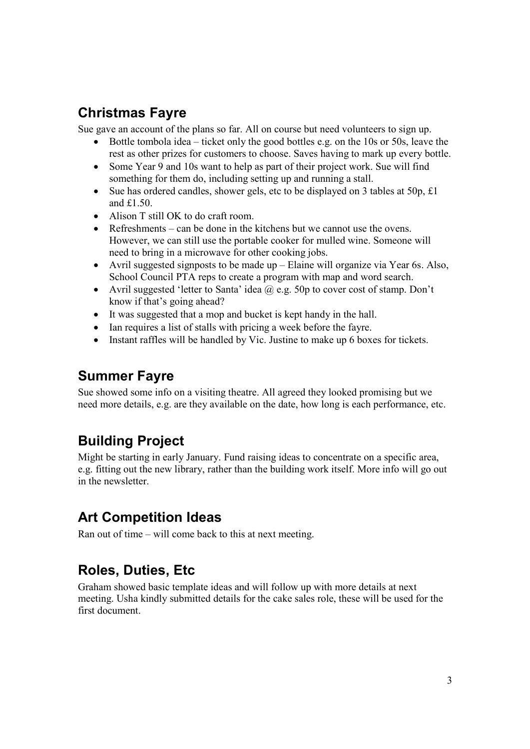## Christmas Fayre

Sue gave an account of the plans so far. All on course but need volunteers to sign up.

- Bottle tombola idea – ticket only the good bottles e.g. on the 10s or 50s, leave the rest as other prizes for customers to choose. Saves having to mark up every bottle.
- Some Year 9 and 10s want to help as part of their project work. Sue will find something for them do, including setting up and running a stall.
- Sue has ordered candles, shower gels, etc to be displayed on 3 tables at 50p, £1 and £1.50.
- Alison T still OK to do craft room.
- Refreshments – can be done in the kitchens but we cannot use the ovens. However, we can still use the portable cooker for mulled wine. Someone will need to bring in a microwave for other cooking jobs.
- Avril suggested signposts to be made up – Elaine will organize via Year 6s. Also, School Council PTA reps to create a program with map and word search.
- Avril suggested 'letter to Santa' idea @ e.g. 50p to cover cost of stamp. Don't know if that's going ahead?
- It was suggested that a mop and bucket is kept handy in the hall.
- Ian requires a list of stalls with pricing a week before the fayre.
- Instant raffles will be handled by Vic. Justine to make up 6 boxes for tickets.

## Summer Fayre

Sue showed some info on a visiting theatre. All agreed they looked promising but we need more details, e.g. are they available on the date, how long is each performance, etc.

## Building Project

Might be starting in early January. Fund raising ideas to concentrate on a specific area, e.g. fitting out the new library, rather than the building work itself. More info will go out in the newsletter.

## Art Competition Ideas

Ran out of time – will come back to this at next meeting.

## Roles, Duties, Etc

Graham showed basic template ideas and will follow up with more details at next meeting. Usha kindly submitted details for the cake sales role, these will be used for the first document.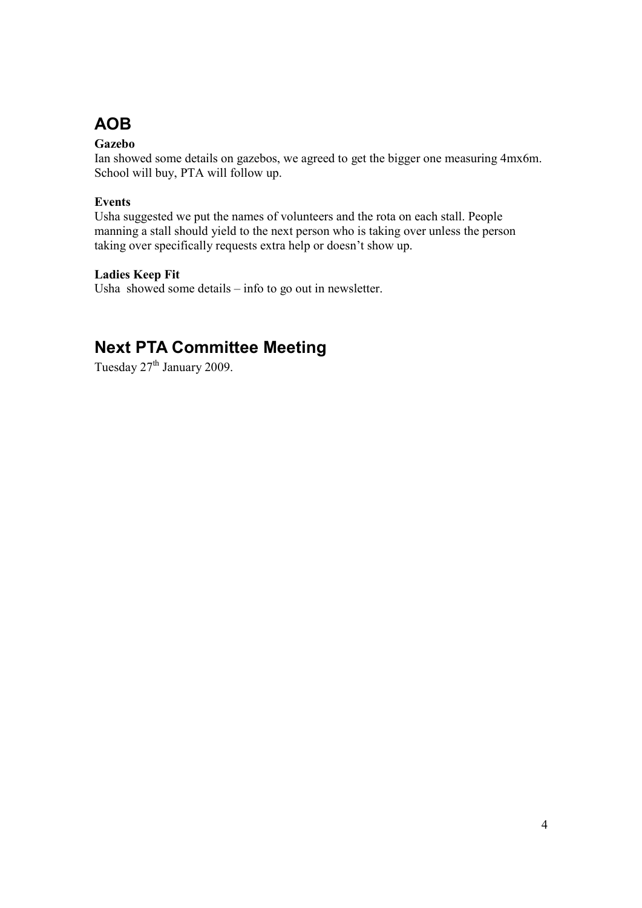## AOB

**Gazebo**

Ian showed some details on gazebos, we agreed to get the bigger one measuring 4mx6m. School will buy, PTA will follow up.

**Events**

Usha suggested we put the names of volunteers and the rota on each stall. People manning a stall should yield to the next person who is taking over unless the person taking over specifically requests extra help or doesn't show up.

**Ladies Keep Fit**

Usha showed some details – info to go out in newsletter.

## Next PTA Committee Meeting

Tuesday 27th January 2009.